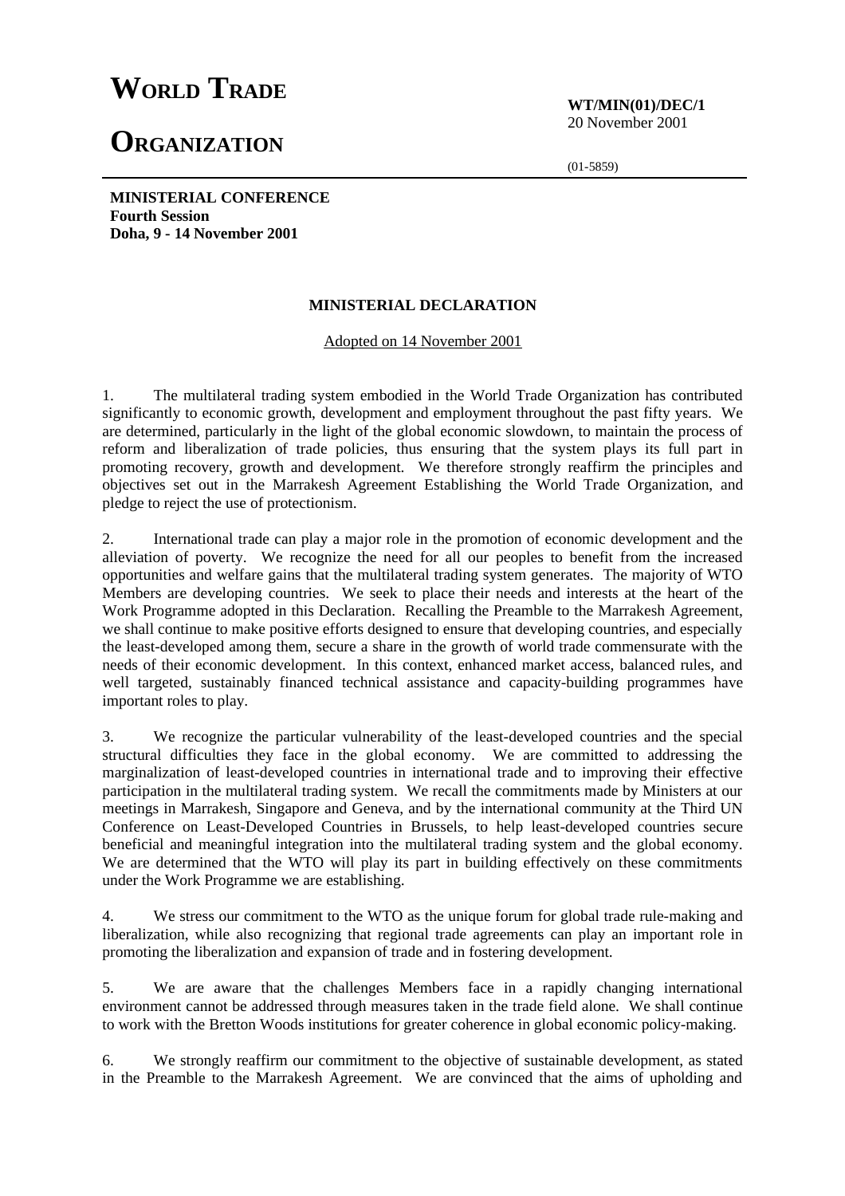# WORLD TRADE ORGANIZATION

**WT/MIN(01)/DEC/1**
20 November 2001

(01-5859)

**MINISTERIAL CONFERENCE**
**Fourth Session**
**Doha, 9 - 14 November 2001**

## MINISTERIAL DECLARATION

Adopted on 14 November 2001

1. The multilateral trading system embodied in the World Trade Organization has contributed significantly to economic growth, development and employment throughout the past fifty years. We are determined, particularly in the light of the global economic slowdown, to maintain the process of reform and liberalization of trade policies, thus ensuring that the system plays its full part in promoting recovery, growth and development. We therefore strongly reaffirm the principles and objectives set out in the Marrakesh Agreement Establishing the World Trade Organization, and pledge to reject the use of protectionism.

2. International trade can play a major role in the promotion of economic development and the alleviation of poverty. We recognize the need for all our peoples to benefit from the increased opportunities and welfare gains that the multilateral trading system generates. The majority of WTO Members are developing countries. We seek to place their needs and interests at the heart of the Work Programme adopted in this Declaration. Recalling the Preamble to the Marrakesh Agreement, we shall continue to make positive efforts designed to ensure that developing countries, and especially the least-developed among them, secure a share in the growth of world trade commensurate with the needs of their economic development. In this context, enhanced market access, balanced rules, and well targeted, sustainably financed technical assistance and capacity-building programmes have important roles to play.

3. We recognize the particular vulnerability of the least-developed countries and the special structural difficulties they face in the global economy. We are committed to addressing the marginalization of least-developed countries in international trade and to improving their effective participation in the multilateral trading system. We recall the commitments made by Ministers at our meetings in Marrakesh, Singapore and Geneva, and by the international community at the Third UN Conference on Least-Developed Countries in Brussels, to help least-developed countries secure beneficial and meaningful integration into the multilateral trading system and the global economy. We are determined that the WTO will play its part in building effectively on these commitments under the Work Programme we are establishing.

4. We stress our commitment to the WTO as the unique forum for global trade rule-making and liberalization, while also recognizing that regional trade agreements can play an important role in promoting the liberalization and expansion of trade and in fostering development.

5. We are aware that the challenges Members face in a rapidly changing international environment cannot be addressed through measures taken in the trade field alone. We shall continue to work with the Bretton Woods institutions for greater coherence in global economic policy-making.

6. We strongly reaffirm our commitment to the objective of sustainable development, as stated in the Preamble to the Marrakesh Agreement. We are convinced that the aims of upholding and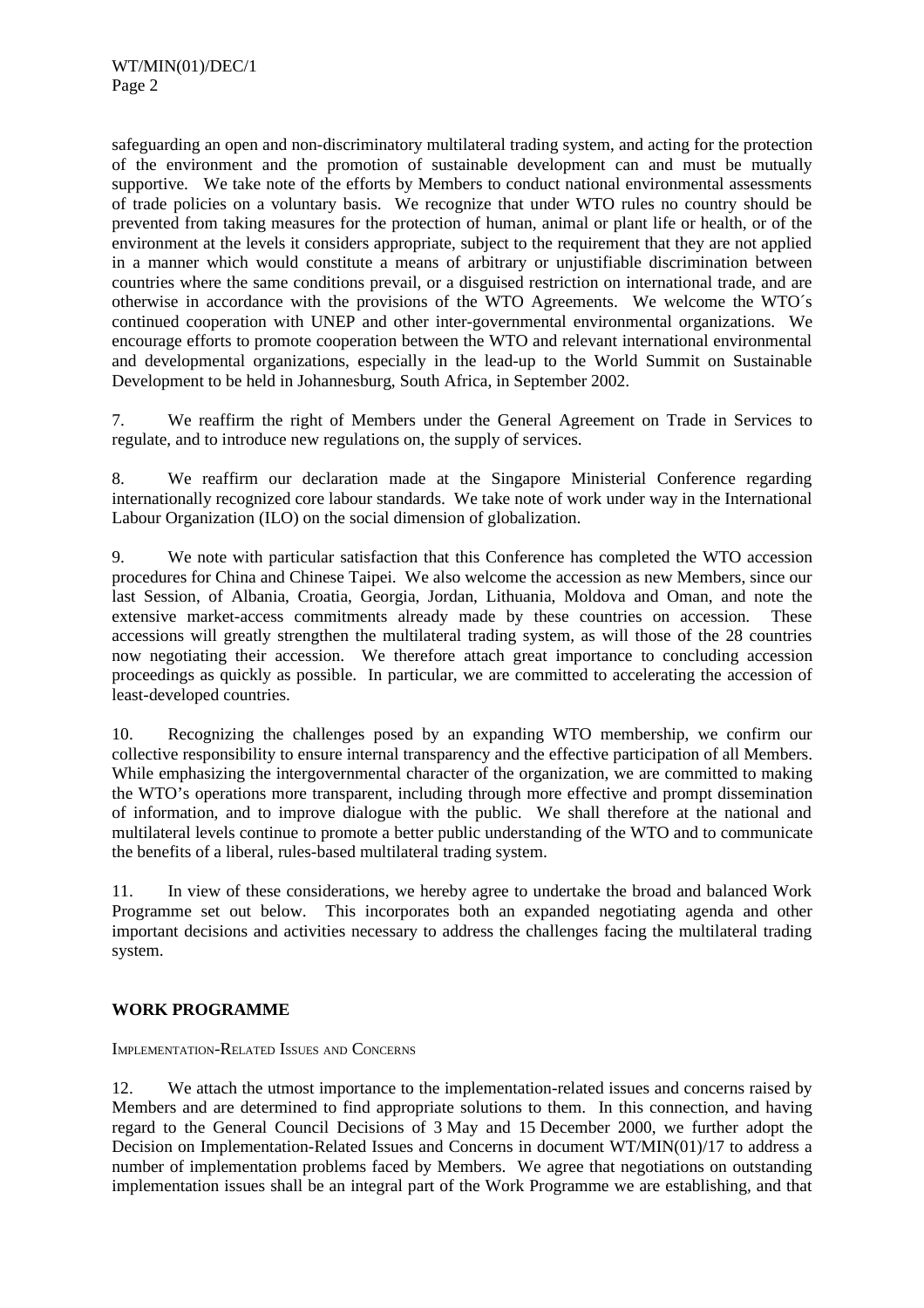safeguarding an open and non-discriminatory multilateral trading system, and acting for the protection of the environment and the promotion of sustainable development can and must be mutually supportive. We take note of the efforts by Members to conduct national environmental assessments of trade policies on a voluntary basis. We recognize that under WTO rules no country should be prevented from taking measures for the protection of human, animal or plant life or health, or of the environment at the levels it considers appropriate, subject to the requirement that they are not applied in a manner which would constitute a means of arbitrary or unjustifiable discrimination between countries where the same conditions prevail, or a disguised restriction on international trade, and are otherwise in accordance with the provisions of the WTO Agreements. We welcome the WTO´s continued cooperation with UNEP and other inter-governmental environmental organizations. We encourage efforts to promote cooperation between the WTO and relevant international environmental and developmental organizations, especially in the lead-up to the World Summit on Sustainable Development to be held in Johannesburg, South Africa, in September 2002.

7. We reaffirm the right of Members under the General Agreement on Trade in Services to regulate, and to introduce new regulations on, the supply of services.

8. We reaffirm our declaration made at the Singapore Ministerial Conference regarding internationally recognized core labour standards. We take note of work under way in the International Labour Organization (ILO) on the social dimension of globalization.

9. We note with particular satisfaction that this Conference has completed the WTO accession procedures for China and Chinese Taipei. We also welcome the accession as new Members, since our last Session, of Albania, Croatia, Georgia, Jordan, Lithuania, Moldova and Oman, and note the extensive market-access commitments already made by these countries on accession. These accessions will greatly strengthen the multilateral trading system, as will those of the 28 countries now negotiating their accession. We therefore attach great importance to concluding accession proceedings as quickly as possible. In particular, we are committed to accelerating the accession of least-developed countries.

10. Recognizing the challenges posed by an expanding WTO membership, we confirm our collective responsibility to ensure internal transparency and the effective participation of all Members. While emphasizing the intergovernmental character of the organization, we are committed to making the WTO's operations more transparent, including through more effective and prompt dissemination of information, and to improve dialogue with the public. We shall therefore at the national and multilateral levels continue to promote a better public understanding of the WTO and to communicate the benefits of a liberal, rules-based multilateral trading system.

11. In view of these considerations, we hereby agree to undertake the broad and balanced Work Programme set out below. This incorporates both an expanded negotiating agenda and other important decisions and activities necessary to address the challenges facing the multilateral trading system.

## WORK PROGRAMME

### Implementation-Related Issues and Concerns

12. We attach the utmost importance to the implementation-related issues and concerns raised by Members and are determined to find appropriate solutions to them. In this connection, and having regard to the General Council Decisions of 3 May and 15 December 2000, we further adopt the Decision on Implementation-Related Issues and Concerns in document WT/MIN(01)/17 to address a number of implementation problems faced by Members. We agree that negotiations on outstanding implementation issues shall be an integral part of the Work Programme we are establishing, and that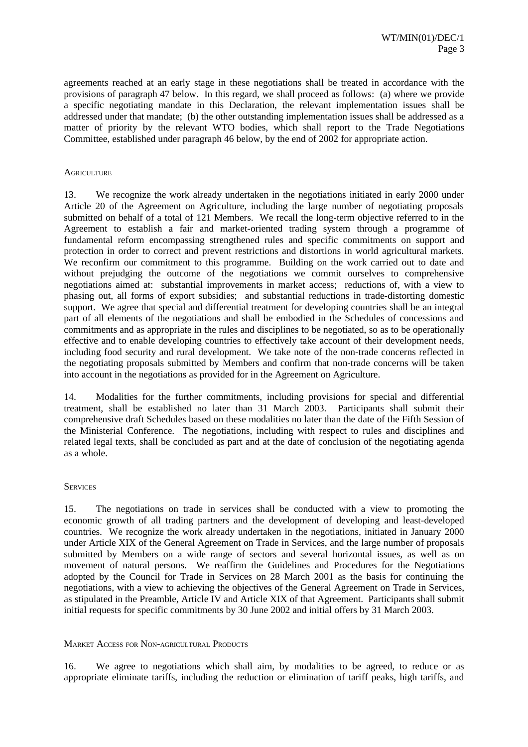agreements reached at an early stage in these negotiations shall be treated in accordance with the provisions of paragraph 47 below. In this regard, we shall proceed as follows: (a) where we provide a specific negotiating mandate in this Declaration, the relevant implementation issues shall be addressed under that mandate; (b) the other outstanding implementation issues shall be addressed as a matter of priority by the relevant WTO bodies, which shall report to the Trade Negotiations Committee, established under paragraph 46 below, by the end of 2002 for appropriate action.

### Agriculture

13. We recognize the work already undertaken in the negotiations initiated in early 2000 under Article 20 of the Agreement on Agriculture, including the large number of negotiating proposals submitted on behalf of a total of 121 Members. We recall the long-term objective referred to in the Agreement to establish a fair and market-oriented trading system through a programme of fundamental reform encompassing strengthened rules and specific commitments on support and protection in order to correct and prevent restrictions and distortions in world agricultural markets. We reconfirm our commitment to this programme. Building on the work carried out to date and without prejudging the outcome of the negotiations we commit ourselves to comprehensive negotiations aimed at: substantial improvements in market access; reductions of, with a view to phasing out, all forms of export subsidies; and substantial reductions in trade-distorting domestic support. We agree that special and differential treatment for developing countries shall be an integral part of all elements of the negotiations and shall be embodied in the Schedules of concessions and commitments and as appropriate in the rules and disciplines to be negotiated, so as to be operationally effective and to enable developing countries to effectively take account of their development needs, including food security and rural development. We take note of the non-trade concerns reflected in the negotiating proposals submitted by Members and confirm that non-trade concerns will be taken into account in the negotiations as provided for in the Agreement on Agriculture.

14. Modalities for the further commitments, including provisions for special and differential treatment, shall be established no later than 31 March 2003. Participants shall submit their comprehensive draft Schedules based on these modalities no later than the date of the Fifth Session of the Ministerial Conference. The negotiations, including with respect to rules and disciplines and related legal texts, shall be concluded as part and at the date of conclusion of the negotiating agenda as a whole.

### Services

15. The negotiations on trade in services shall be conducted with a view to promoting the economic growth of all trading partners and the development of developing and least-developed countries. We recognize the work already undertaken in the negotiations, initiated in January 2000 under Article XIX of the General Agreement on Trade in Services, and the large number of proposals submitted by Members on a wide range of sectors and several horizontal issues, as well as on movement of natural persons. We reaffirm the Guidelines and Procedures for the Negotiations adopted by the Council for Trade in Services on 28 March 2001 as the basis for continuing the negotiations, with a view to achieving the objectives of the General Agreement on Trade in Services, as stipulated in the Preamble, Article IV and Article XIX of that Agreement. Participants shall submit initial requests for specific commitments by 30 June 2002 and initial offers by 31 March 2003.

### Market Access for Non-agricultural Products

16. We agree to negotiations which shall aim, by modalities to be agreed, to reduce or as appropriate eliminate tariffs, including the reduction or elimination of tariff peaks, high tariffs, and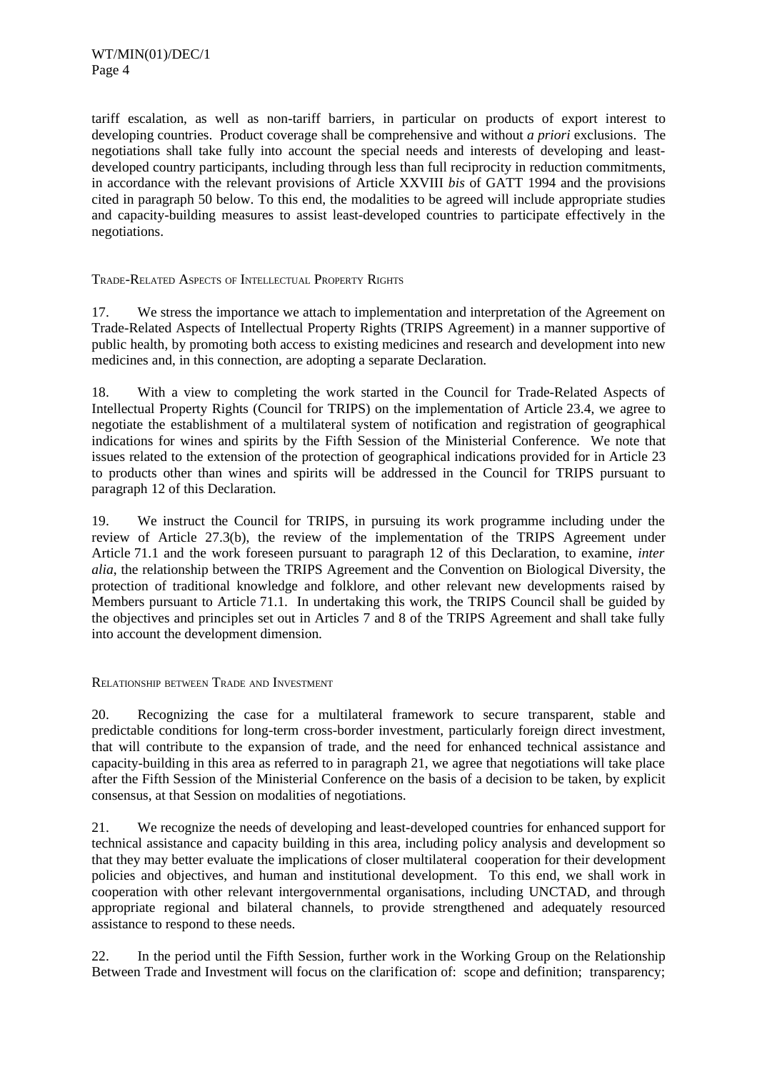tariff escalation, as well as non-tariff barriers, in particular on products of export interest to developing countries. Product coverage shall be comprehensive and without *a priori* exclusions. The negotiations shall take fully into account the special needs and interests of developing and least-developed country participants, including through less than full reciprocity in reduction commitments, in accordance with the relevant provisions of Article XXVIII *bis* of GATT 1994 and the provisions cited in paragraph 50 below. To this end, the modalities to be agreed will include appropriate studies and capacity-building measures to assist least-developed countries to participate effectively in the negotiations.

### Trade-Related Aspects of Intellectual Property Rights

17. We stress the importance we attach to implementation and interpretation of the Agreement on Trade-Related Aspects of Intellectual Property Rights (TRIPS Agreement) in a manner supportive of public health, by promoting both access to existing medicines and research and development into new medicines and, in this connection, are adopting a separate Declaration.

18. With a view to completing the work started in the Council for Trade-Related Aspects of Intellectual Property Rights (Council for TRIPS) on the implementation of Article 23.4, we agree to negotiate the establishment of a multilateral system of notification and registration of geographical indications for wines and spirits by the Fifth Session of the Ministerial Conference. We note that issues related to the extension of the protection of geographical indications provided for in Article 23 to products other than wines and spirits will be addressed in the Council for TRIPS pursuant to paragraph 12 of this Declaration.

19. We instruct the Council for TRIPS, in pursuing its work programme including under the review of Article 27.3(b), the review of the implementation of the TRIPS Agreement under Article 71.1 and the work foreseen pursuant to paragraph 12 of this Declaration, to examine, *inter alia*, the relationship between the TRIPS Agreement and the Convention on Biological Diversity, the protection of traditional knowledge and folklore, and other relevant new developments raised by Members pursuant to Article 71.1. In undertaking this work, the TRIPS Council shall be guided by the objectives and principles set out in Articles 7 and 8 of the TRIPS Agreement and shall take fully into account the development dimension.

### Relationship between Trade and Investment

20. Recognizing the case for a multilateral framework to secure transparent, stable and predictable conditions for long-term cross-border investment, particularly foreign direct investment, that will contribute to the expansion of trade, and the need for enhanced technical assistance and capacity-building in this area as referred to in paragraph 21, we agree that negotiations will take place after the Fifth Session of the Ministerial Conference on the basis of a decision to be taken, by explicit consensus, at that Session on modalities of negotiations.

21. We recognize the needs of developing and least-developed countries for enhanced support for technical assistance and capacity building in this area, including policy analysis and development so that they may better evaluate the implications of closer multilateral cooperation for their development policies and objectives, and human and institutional development. To this end, we shall work in cooperation with other relevant intergovernmental organisations, including UNCTAD, and through appropriate regional and bilateral channels, to provide strengthened and adequately resourced assistance to respond to these needs.

22. In the period until the Fifth Session, further work in the Working Group on the Relationship Between Trade and Investment will focus on the clarification of: scope and definition; transparency;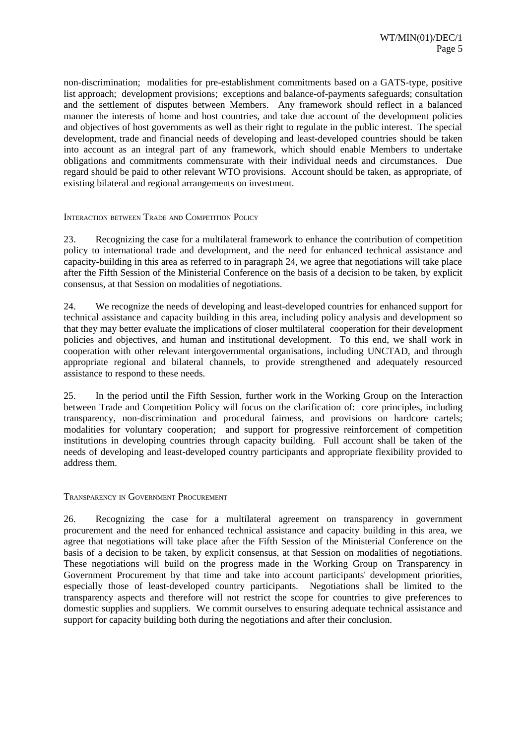non-discrimination; modalities for pre-establishment commitments based on a GATS-type, positive list approach; development provisions; exceptions and balance-of-payments safeguards; consultation and the settlement of disputes between Members. Any framework should reflect in a balanced manner the interests of home and host countries, and take due account of the development policies and objectives of host governments as well as their right to regulate in the public interest. The special development, trade and financial needs of developing and least-developed countries should be taken into account as an integral part of any framework, which should enable Members to undertake obligations and commitments commensurate with their individual needs and circumstances. Due regard should be paid to other relevant WTO provisions. Account should be taken, as appropriate, of existing bilateral and regional arrangements on investment.

### Interaction between Trade and Competition Policy

23. Recognizing the case for a multilateral framework to enhance the contribution of competition policy to international trade and development, and the need for enhanced technical assistance and capacity-building in this area as referred to in paragraph 24, we agree that negotiations will take place after the Fifth Session of the Ministerial Conference on the basis of a decision to be taken, by explicit consensus, at that Session on modalities of negotiations.

24. We recognize the needs of developing and least-developed countries for enhanced support for technical assistance and capacity building in this area, including policy analysis and development so that they may better evaluate the implications of closer multilateral cooperation for their development policies and objectives, and human and institutional development. To this end, we shall work in cooperation with other relevant intergovernmental organisations, including UNCTAD, and through appropriate regional and bilateral channels, to provide strengthened and adequately resourced assistance to respond to these needs.

25. In the period until the Fifth Session, further work in the Working Group on the Interaction between Trade and Competition Policy will focus on the clarification of: core principles, including transparency, non-discrimination and procedural fairness, and provisions on hardcore cartels; modalities for voluntary cooperation; and support for progressive reinforcement of competition institutions in developing countries through capacity building. Full account shall be taken of the needs of developing and least-developed country participants and appropriate flexibility provided to address them.

### Transparency in Government Procurement

26. Recognizing the case for a multilateral agreement on transparency in government procurement and the need for enhanced technical assistance and capacity building in this area, we agree that negotiations will take place after the Fifth Session of the Ministerial Conference on the basis of a decision to be taken, by explicit consensus, at that Session on modalities of negotiations. These negotiations will build on the progress made in the Working Group on Transparency in Government Procurement by that time and take into account participants' development priorities, especially those of least-developed country participants. Negotiations shall be limited to the transparency aspects and therefore will not restrict the scope for countries to give preferences to domestic supplies and suppliers. We commit ourselves to ensuring adequate technical assistance and support for capacity building both during the negotiations and after their conclusion.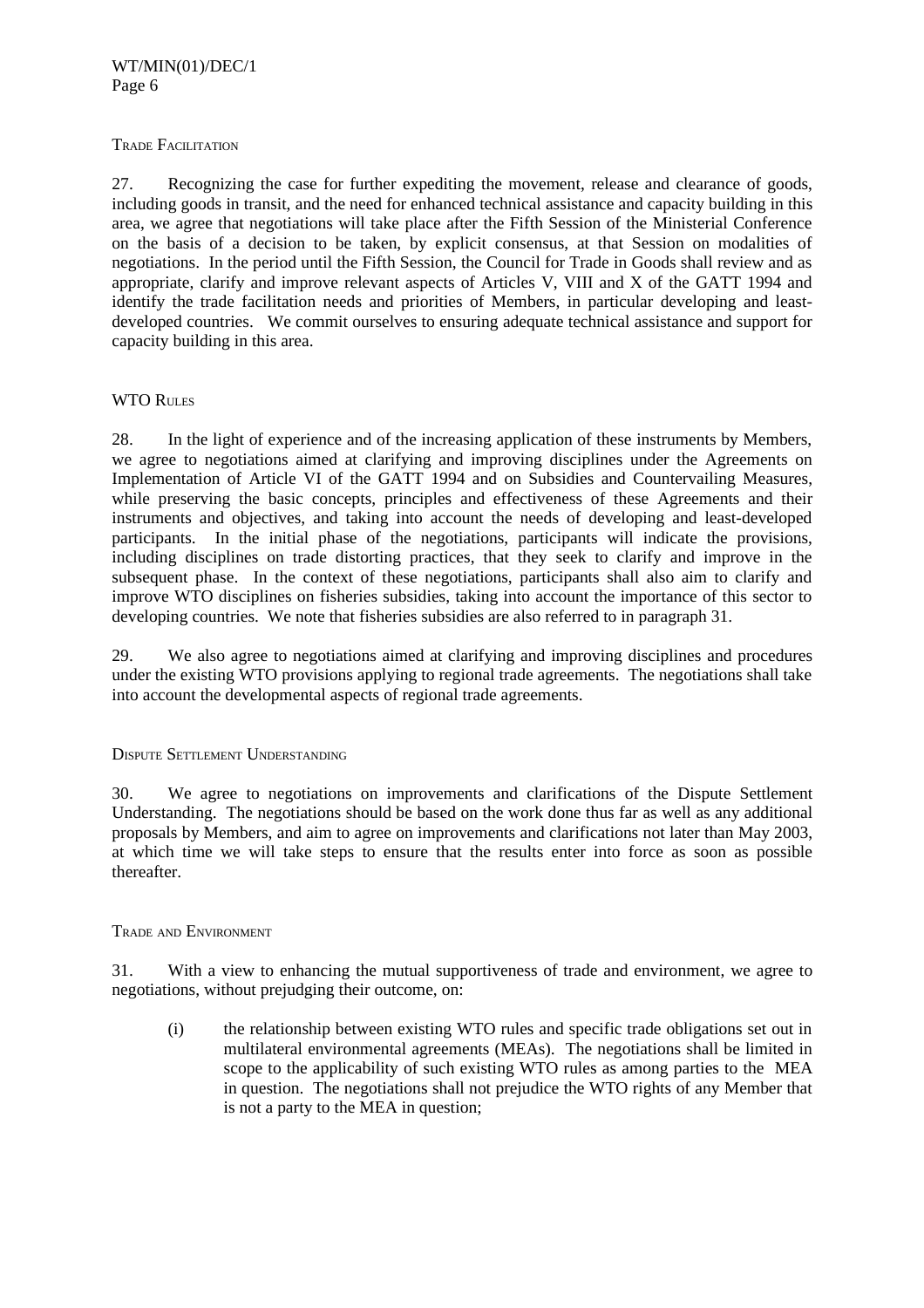## Trade Facilitation

27. Recognizing the case for further expediting the movement, release and clearance of goods, including goods in transit, and the need for enhanced technical assistance and capacity building in this area, we agree that negotiations will take place after the Fifth Session of the Ministerial Conference on the basis of a decision to be taken, by explicit consensus, at that Session on modalities of negotiations. In the period until the Fifth Session, the Council for Trade in Goods shall review and as appropriate, clarify and improve relevant aspects of Articles V, VIII and X of the GATT 1994 and identify the trade facilitation needs and priorities of Members, in particular developing and least-developed countries. We commit ourselves to ensuring adequate technical assistance and support for capacity building in this area.

## WTO Rules

28. In the light of experience and of the increasing application of these instruments by Members, we agree to negotiations aimed at clarifying and improving disciplines under the Agreements on Implementation of Article VI of the GATT 1994 and on Subsidies and Countervailing Measures, while preserving the basic concepts, principles and effectiveness of these Agreements and their instruments and objectives, and taking into account the needs of developing and least-developed participants. In the initial phase of the negotiations, participants will indicate the provisions, including disciplines on trade distorting practices, that they seek to clarify and improve in the subsequent phase. In the context of these negotiations, participants shall also aim to clarify and improve WTO disciplines on fisheries subsidies, taking into account the importance of this sector to developing countries. We note that fisheries subsidies are also referred to in paragraph 31.

29. We also agree to negotiations aimed at clarifying and improving disciplines and procedures under the existing WTO provisions applying to regional trade agreements. The negotiations shall take into account the developmental aspects of regional trade agreements.

## Dispute Settlement Understanding

30. We agree to negotiations on improvements and clarifications of the Dispute Settlement Understanding. The negotiations should be based on the work done thus far as well as any additional proposals by Members, and aim to agree on improvements and clarifications not later than May 2003, at which time we will take steps to ensure that the results enter into force as soon as possible thereafter.

## Trade and Environment

31. With a view to enhancing the mutual supportiveness of trade and environment, we agree to negotiations, without prejudging their outcome, on:

(i) the relationship between existing WTO rules and specific trade obligations set out in multilateral environmental agreements (MEAs). The negotiations shall be limited in scope to the applicability of such existing WTO rules as among parties to the MEA in question. The negotiations shall not prejudice the WTO rights of any Member that is not a party to the MEA in question;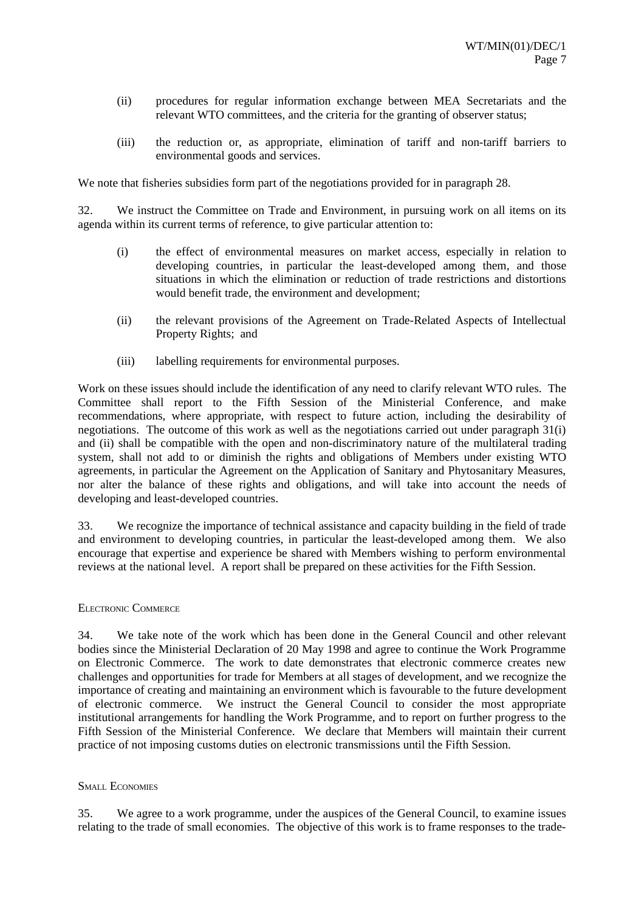(ii) procedures for regular information exchange between MEA Secretariats and the relevant WTO committees, and the criteria for the granting of observer status;

(iii) the reduction or, as appropriate, elimination of tariff and non-tariff barriers to environmental goods and services.

We note that fisheries subsidies form part of the negotiations provided for in paragraph 28.

32. We instruct the Committee on Trade and Environment, in pursuing work on all items on its agenda within its current terms of reference, to give particular attention to:

(i) the effect of environmental measures on market access, especially in relation to developing countries, in particular the least-developed among them, and those situations in which the elimination or reduction of trade restrictions and distortions would benefit trade, the environment and development;

(ii) the relevant provisions of the Agreement on Trade-Related Aspects of Intellectual Property Rights; and

(iii) labelling requirements for environmental purposes.

Work on these issues should include the identification of any need to clarify relevant WTO rules. The Committee shall report to the Fifth Session of the Ministerial Conference, and make recommendations, where appropriate, with respect to future action, including the desirability of negotiations. The outcome of this work as well as the negotiations carried out under paragraph 31(i) and (ii) shall be compatible with the open and non-discriminatory nature of the multilateral trading system, shall not add to or diminish the rights and obligations of Members under existing WTO agreements, in particular the Agreement on the Application of Sanitary and Phytosanitary Measures, nor alter the balance of these rights and obligations, and will take into account the needs of developing and least-developed countries.

33. We recognize the importance of technical assistance and capacity building in the field of trade and environment to developing countries, in particular the least-developed among them. We also encourage that expertise and experience be shared with Members wishing to perform environmental reviews at the national level. A report shall be prepared on these activities for the Fifth Session.

## Electronic Commerce

34. We take note of the work which has been done in the General Council and other relevant bodies since the Ministerial Declaration of 20 May 1998 and agree to continue the Work Programme on Electronic Commerce. The work to date demonstrates that electronic commerce creates new challenges and opportunities for trade for Members at all stages of development, and we recognize the importance of creating and maintaining an environment which is favourable to the future development of electronic commerce. We instruct the General Council to consider the most appropriate institutional arrangements for handling the Work Programme, and to report on further progress to the Fifth Session of the Ministerial Conference. We declare that Members will maintain their current practice of not imposing customs duties on electronic transmissions until the Fifth Session.

## Small Economies

35. We agree to a work programme, under the auspices of the General Council, to examine issues relating to the trade of small economies. The objective of this work is to frame responses to the trade-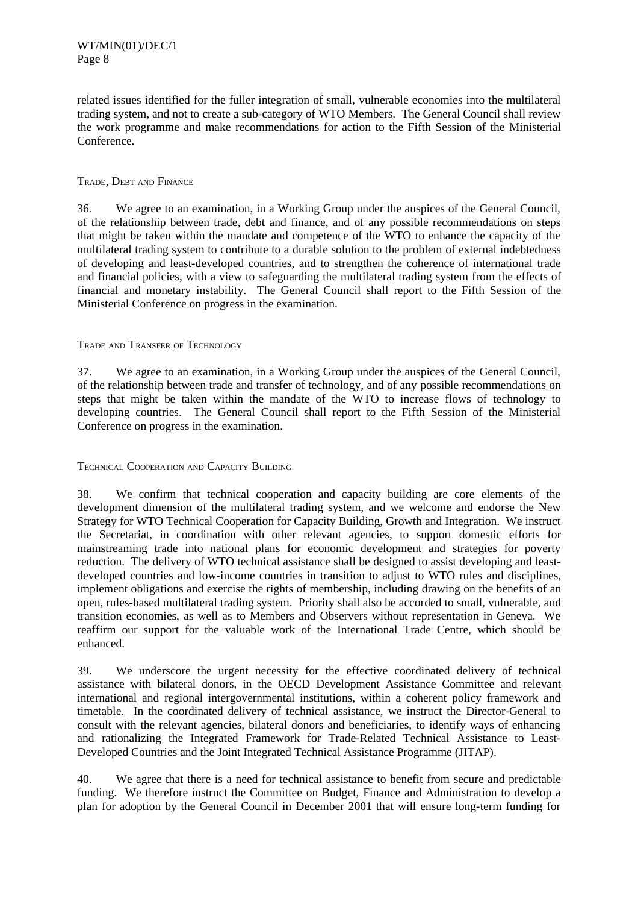related issues identified for the fuller integration of small, vulnerable economies into the multilateral trading system, and not to create a sub-category of WTO Members. The General Council shall review the work programme and make recommendations for action to the Fifth Session of the Ministerial Conference.

### Trade, Debt and Finance

36. We agree to an examination, in a Working Group under the auspices of the General Council, of the relationship between trade, debt and finance, and of any possible recommendations on steps that might be taken within the mandate and competence of the WTO to enhance the capacity of the multilateral trading system to contribute to a durable solution to the problem of external indebtedness of developing and least-developed countries, and to strengthen the coherence of international trade and financial policies, with a view to safeguarding the multilateral trading system from the effects of financial and monetary instability. The General Council shall report to the Fifth Session of the Ministerial Conference on progress in the examination.

### Trade and Transfer of Technology

37. We agree to an examination, in a Working Group under the auspices of the General Council, of the relationship between trade and transfer of technology, and of any possible recommendations on steps that might be taken within the mandate of the WTO to increase flows of technology to developing countries. The General Council shall report to the Fifth Session of the Ministerial Conference on progress in the examination.

### Technical Cooperation and Capacity Building

38. We confirm that technical cooperation and capacity building are core elements of the development dimension of the multilateral trading system, and we welcome and endorse the New Strategy for WTO Technical Cooperation for Capacity Building, Growth and Integration. We instruct the Secretariat, in coordination with other relevant agencies, to support domestic efforts for mainstreaming trade into national plans for economic development and strategies for poverty reduction. The delivery of WTO technical assistance shall be designed to assist developing and least-developed countries and low-income countries in transition to adjust to WTO rules and disciplines, implement obligations and exercise the rights of membership, including drawing on the benefits of an open, rules-based multilateral trading system. Priority shall also be accorded to small, vulnerable, and transition economies, as well as to Members and Observers without representation in Geneva. We reaffirm our support for the valuable work of the International Trade Centre, which should be enhanced.

39. We underscore the urgent necessity for the effective coordinated delivery of technical assistance with bilateral donors, in the OECD Development Assistance Committee and relevant international and regional intergovernmental institutions, within a coherent policy framework and timetable. In the coordinated delivery of technical assistance, we instruct the Director-General to consult with the relevant agencies, bilateral donors and beneficiaries, to identify ways of enhancing and rationalizing the Integrated Framework for Trade-Related Technical Assistance to Least-Developed Countries and the Joint Integrated Technical Assistance Programme (JITAP).

40. We agree that there is a need for technical assistance to benefit from secure and predictable funding. We therefore instruct the Committee on Budget, Finance and Administration to develop a plan for adoption by the General Council in December 2001 that will ensure long-term funding for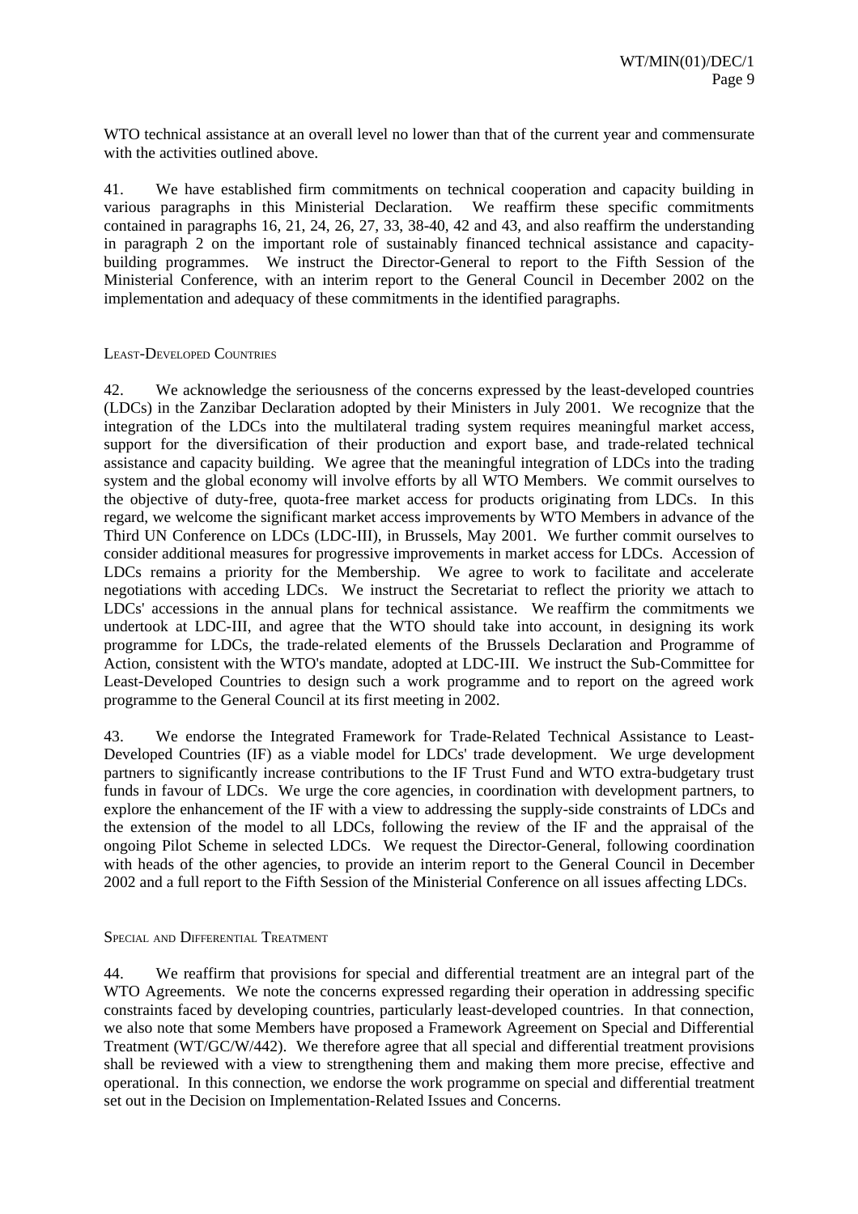WTO technical assistance at an overall level no lower than that of the current year and commensurate with the activities outlined above.

41. We have established firm commitments on technical cooperation and capacity building in various paragraphs in this Ministerial Declaration. We reaffirm these specific commitments contained in paragraphs 16, 21, 24, 26, 27, 33, 38-40, 42 and 43, and also reaffirm the understanding in paragraph 2 on the important role of sustainably financed technical assistance and capacity-building programmes. We instruct the Director-General to report to the Fifth Session of the Ministerial Conference, with an interim report to the General Council in December 2002 on the implementation and adequacy of these commitments in the identified paragraphs.

### Least-Developed Countries

42. We acknowledge the seriousness of the concerns expressed by the least-developed countries (LDCs) in the Zanzibar Declaration adopted by their Ministers in July 2001. We recognize that the integration of the LDCs into the multilateral trading system requires meaningful market access, support for the diversification of their production and export base, and trade-related technical assistance and capacity building. We agree that the meaningful integration of LDCs into the trading system and the global economy will involve efforts by all WTO Members. We commit ourselves to the objective of duty-free, quota-free market access for products originating from LDCs. In this regard, we welcome the significant market access improvements by WTO Members in advance of the Third UN Conference on LDCs (LDC-III), in Brussels, May 2001. We further commit ourselves to consider additional measures for progressive improvements in market access for LDCs. Accession of LDCs remains a priority for the Membership. We agree to work to facilitate and accelerate negotiations with acceding LDCs. We instruct the Secretariat to reflect the priority we attach to LDCs' accessions in the annual plans for technical assistance. We reaffirm the commitments we undertook at LDC-III, and agree that the WTO should take into account, in designing its work programme for LDCs, the trade-related elements of the Brussels Declaration and Programme of Action, consistent with the WTO's mandate, adopted at LDC-III. We instruct the Sub-Committee for Least-Developed Countries to design such a work programme and to report on the agreed work programme to the General Council at its first meeting in 2002.

43. We endorse the Integrated Framework for Trade-Related Technical Assistance to Least-Developed Countries (IF) as a viable model for LDCs' trade development. We urge development partners to significantly increase contributions to the IF Trust Fund and WTO extra-budgetary trust funds in favour of LDCs. We urge the core agencies, in coordination with development partners, to explore the enhancement of the IF with a view to addressing the supply-side constraints of LDCs and the extension of the model to all LDCs, following the review of the IF and the appraisal of the ongoing Pilot Scheme in selected LDCs. We request the Director-General, following coordination with heads of the other agencies, to provide an interim report to the General Council in December 2002 and a full report to the Fifth Session of the Ministerial Conference on all issues affecting LDCs.

### Special and Differential Treatment

44. We reaffirm that provisions for special and differential treatment are an integral part of the WTO Agreements. We note the concerns expressed regarding their operation in addressing specific constraints faced by developing countries, particularly least-developed countries. In that connection, we also note that some Members have proposed a Framework Agreement on Special and Differential Treatment (WT/GC/W/442). We therefore agree that all special and differential treatment provisions shall be reviewed with a view to strengthening them and making them more precise, effective and operational. In this connection, we endorse the work programme on special and differential treatment set out in the Decision on Implementation-Related Issues and Concerns.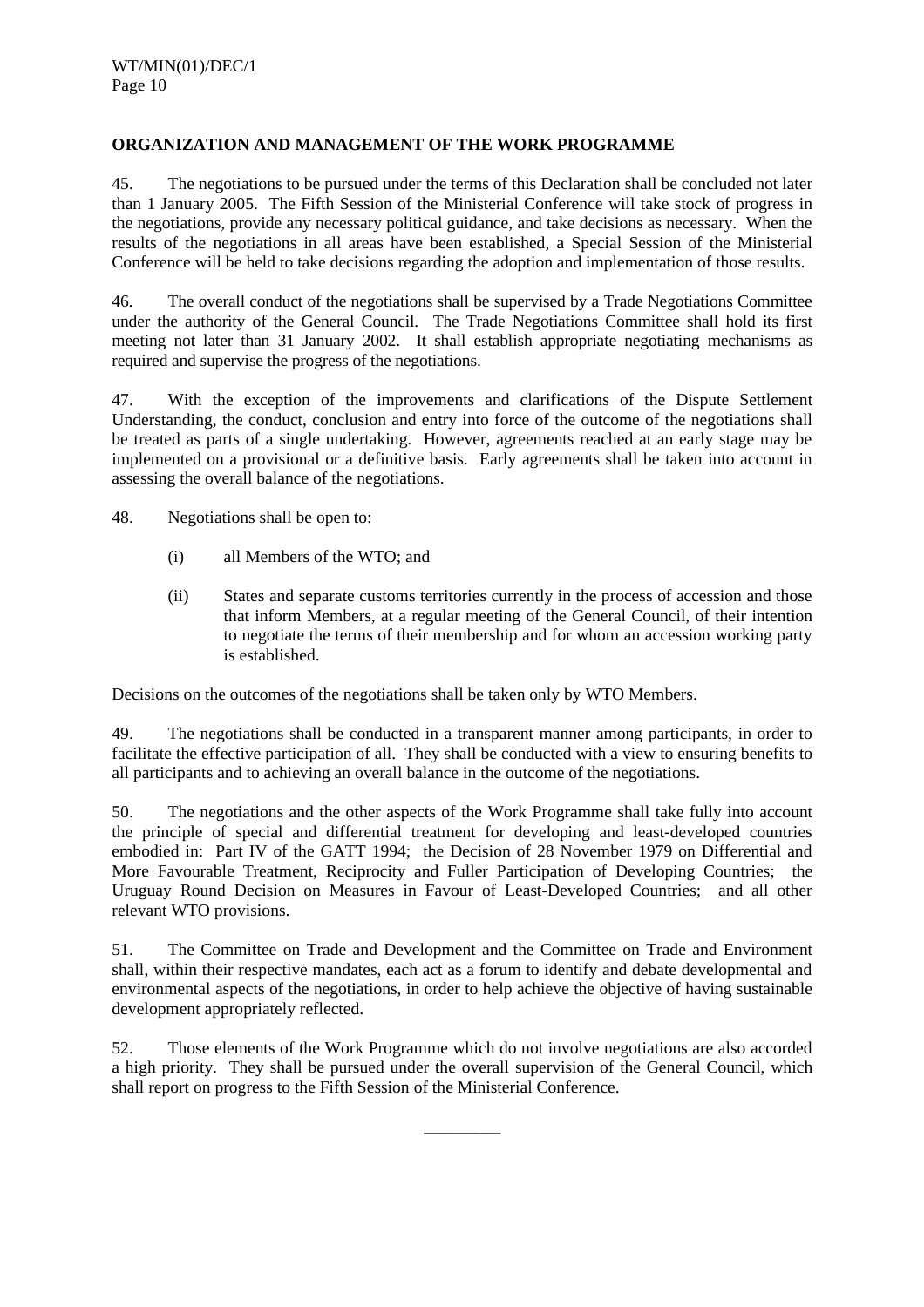## ORGANIZATION AND MANAGEMENT OF THE WORK PROGRAMME

45. The negotiations to be pursued under the terms of this Declaration shall be concluded not later than 1 January 2005. The Fifth Session of the Ministerial Conference will take stock of progress in the negotiations, provide any necessary political guidance, and take decisions as necessary. When the results of the negotiations in all areas have been established, a Special Session of the Ministerial Conference will be held to take decisions regarding the adoption and implementation of those results.

46. The overall conduct of the negotiations shall be supervised by a Trade Negotiations Committee under the authority of the General Council. The Trade Negotiations Committee shall hold its first meeting not later than 31 January 2002. It shall establish appropriate negotiating mechanisms as required and supervise the progress of the negotiations.

47. With the exception of the improvements and clarifications of the Dispute Settlement Understanding, the conduct, conclusion and entry into force of the outcome of the negotiations shall be treated as parts of a single undertaking. However, agreements reached at an early stage may be implemented on a provisional or a definitive basis. Early agreements shall be taken into account in assessing the overall balance of the negotiations.

48. Negotiations shall be open to:

- (i) all Members of the WTO; and
- (ii) States and separate customs territories currently in the process of accession and those that inform Members, at a regular meeting of the General Council, of their intention to negotiate the terms of their membership and for whom an accession working party is established.

Decisions on the outcomes of the negotiations shall be taken only by WTO Members.

49. The negotiations shall be conducted in a transparent manner among participants, in order to facilitate the effective participation of all. They shall be conducted with a view to ensuring benefits to all participants and to achieving an overall balance in the outcome of the negotiations.

50. The negotiations and the other aspects of the Work Programme shall take fully into account the principle of special and differential treatment for developing and least-developed countries embodied in: Part IV of the GATT 1994; the Decision of 28 November 1979 on Differential and More Favourable Treatment, Reciprocity and Fuller Participation of Developing Countries; the Uruguay Round Decision on Measures in Favour of Least-Developed Countries; and all other relevant WTO provisions.

51. The Committee on Trade and Development and the Committee on Trade and Environment shall, within their respective mandates, each act as a forum to identify and debate developmental and environmental aspects of the negotiations, in order to help achieve the objective of having sustainable development appropriately reflected.

52. Those elements of the Work Programme which do not involve negotiations are also accorded a high priority. They shall be pursued under the overall supervision of the General Council, which shall report on progress to the Fifth Session of the Ministerial Conference.

\_\_\_\_\_\_\_\_\_\_